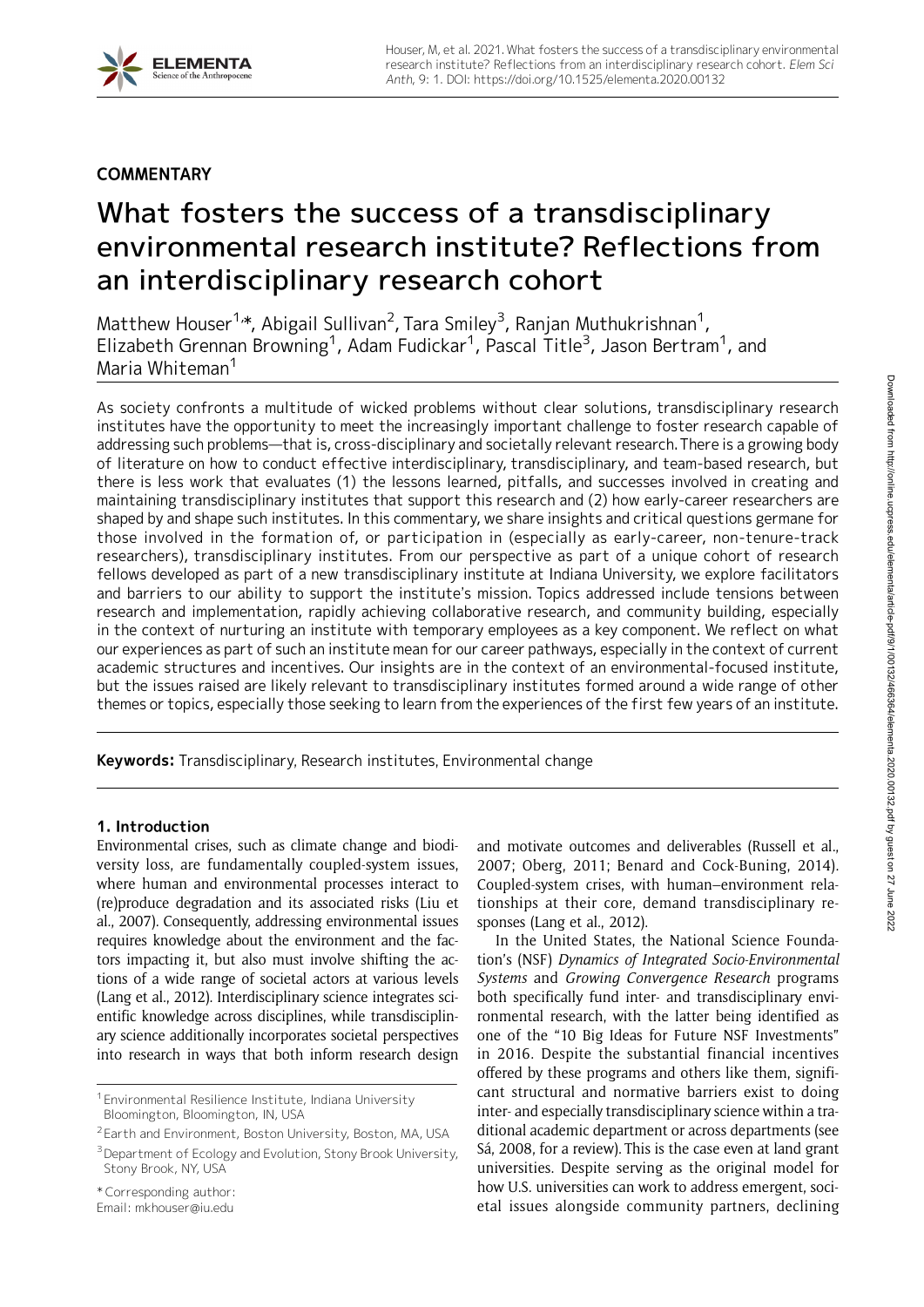## COMMENTARY

# What fosters the success of a transdisciplinary environmental research institute? Reflections from an interdisciplinary research cohort

Matthew Houser[1,*], Abigail Sullivan[2], Tara Smiley[3], Ranjan Muthukrishnan[1], Elizabeth Grennan Browning[1], Adam Fudickar[1], Pascal Title[3], Jason Bertram[1], and Maria Whiteman[1]

As society confronts a multitude of wicked problems without clear solutions, transdisciplinary research institutes have the opportunity to meet the increasingly important challenge to foster research capable of addressing such problems—that is, cross-disciplinary and societally relevant research. There is a growing body of literature on how to conduct effective interdisciplinary, transdisciplinary, and team-based research, but there is less work that evaluates (1) the lessons learned, pitfalls, and successes involved in creating and maintaining transdisciplinary institutes that support this research and (2) how early-career researchers are shaped by and shape such institutes. In this commentary, we share insights and critical questions germane for those involved in the formation of, or participation in (especially as early-career, non-tenure-track researchers), transdisciplinary institutes. From our perspective as part of a unique cohort of research fellows developed as part of a new transdisciplinary institute at Indiana University, we explore facilitators and barriers to our ability to support the institute's mission. Topics addressed include tensions between research and implementation, rapidly achieving collaborative research, and community building, especially in the context of nurturing an institute with temporary employees as a key component. We reflect on what our experiences as part of such an institute mean for our career pathways, especially in the context of current academic structures and incentives. Our insights are in the context of an environmental-focused institute, but the issues raised are likely relevant to transdisciplinary institutes formed around a wide range of other themes or topics, especially those seeking to learn from the experiences of the first few years of an institute.

**Keywords:** Transdisciplinary, Research institutes, Environmental change

### 1. Introduction

Environmental crises, such as climate change and biodiversity loss, are fundamentally coupled-system issues, where human and environmental processes interact to (re)produce degradation and its associated risks (Liu et al., 2007). Consequently, addressing environmental issues requires knowledge about the environment and the factors impacting it, but also must involve shifting the actions of a wide range of societal actors at various levels (Lang et al., 2012). Interdisciplinary science integrates scientific knowledge across disciplines, while transdisciplinary science additionally incorporates societal perspectives into research in ways that both inform research design and motivate outcomes and deliverables (Russell et al., 2007; Oberg, 2011; Benard and Cock-Buning, 2014). Coupled-system crises, with human–environment relationships at their core, demand transdisciplinary responses (Lang et al., 2012).

In the United States, the National Science Foundation's (NSF) *Dynamics of Integrated Socio-Environmental Systems* and *Growing Convergence Research* programs both specifically fund inter- and transdisciplinary environmental research, with the latter being identified as one of the "10 Big Ideas for Future NSF Investments" in 2016. Despite the substantial financial incentives offered by these programs and others like them, significant structural and normative barriers exist to doing inter- and especially transdisciplinary science within a traditional academic department or across departments (see Sá, 2008, for a review). This is the case even at land grant universities. Despite serving as the original model for how U.S. universities can work to address emergent, societal issues alongside community partners, declining

[1] Environmental Resilience Institute, Indiana University Bloomington, Bloomington, IN, USA

[2] Earth and Environment, Boston University, Boston, MA, USA

[3] Department of Ecology and Evolution, Stony Brook University, Stony Brook, NY, USA

* Corresponding author:
Email: mkhouser@iu.edu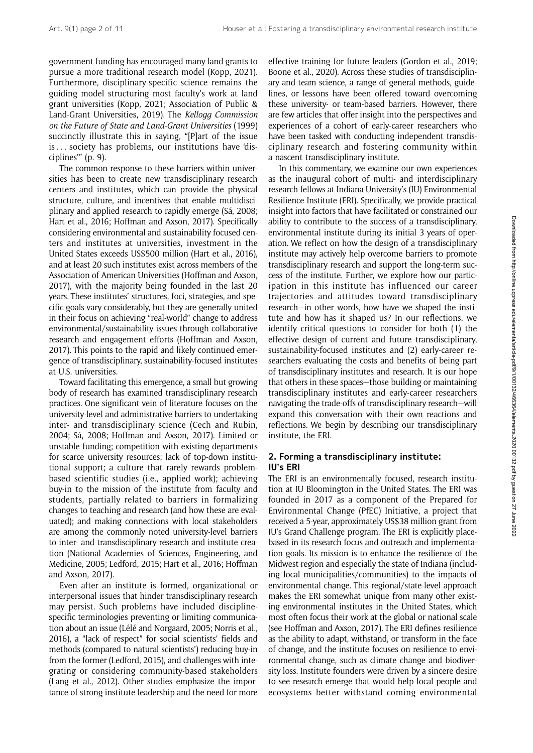government funding has encouraged many land grants to pursue a more traditional research model (Kopp, 2021). Furthermore, disciplinary-specific science remains the guiding model structuring most faculty's work at land grant universities (Kopp, 2021; Association of Public & Land-Grant Universities, 2019). The *Kellogg Commission on the Future of State and Land-Grant Universities* (1999) succinctly illustrate this in saying, "[P]art of the issue is . . . society has problems, our institutions have 'disciplines'" (p. 9).

The common response to these barriers within universities has been to create new transdisciplinary research centers and institutes, which can provide the physical structure, culture, and incentives that enable multidisciplinary and applied research to rapidly emerge (Sá, 2008; Hart et al., 2016; Hoffman and Axson, 2017). Specifically considering environmental and sustainability focused centers and institutes at universities, investment in the United States exceeds US$500 million (Hart et al., 2016), and at least 20 such institutes exist across members of the Association of American Universities (Hoffman and Axson, 2017), with the majority being founded in the last 20 years. These institutes' structures, foci, strategies, and specific goals vary considerably, but they are generally united in their focus on achieving "real-world" change to address environmental/sustainability issues through collaborative research and engagement efforts (Hoffman and Axson, 2017). This points to the rapid and likely continued emergence of transdisciplinary, sustainability-focused institutes at U.S. universities.

Toward facilitating this emergence, a small but growing body of research has examined transdisciplinary research practices. One significant vein of literature focuses on the university-level and administrative barriers to undertaking inter- and transdisciplinary science (Cech and Rubin, 2004; Sá, 2008; Hoffman and Axson, 2017). Limited or unstable funding; competition with existing departments for scarce university resources; lack of top-down institutional support; a culture that rarely rewards problem-based scientific studies (i.e., applied work); achieving buy-in to the mission of the institute from faculty and students, partially related to barriers in formalizing changes to teaching and research (and how these are evaluated); and making connections with local stakeholders are among the commonly noted university-level barriers to inter- and transdisciplinary research and institute creation (National Academies of Sciences, Engineering, and Medicine, 2005; Ledford, 2015; Hart et al., 2016; Hoffman and Axson, 2017).

Even after an institute is formed, organizational or interpersonal issues that hinder transdisciplinary research may persist. Such problems have included discipline-specific terminologies preventing or limiting communication about an issue (Lélé and Norgaard, 2005; Norris et al., 2016), a "lack of respect" for social scientists' fields and methods (compared to natural scientists') reducing buy-in from the former (Ledford, 2015), and challenges with integrating or considering community-based stakeholders (Lang et al., 2012). Other studies emphasize the importance of strong institute leadership and the need for more effective training for future leaders (Gordon et al., 2019; Boone et al., 2020). Across these studies of transdisciplinary and team science, a range of general methods, guidelines, or lessons have been offered toward overcoming these university- or team-based barriers. However, there are few articles that offer insight into the perspectives and experiences of a cohort of early-career researchers who have been tasked with conducting independent transdisciplinary research and fostering community within a nascent transdisciplinary institute.

In this commentary, we examine our own experiences as the inaugural cohort of multi- and interdisciplinary research fellows at Indiana University's (IU) Environmental Resilience Institute (ERI). Specifically, we provide practical insight into factors that have facilitated or constrained our ability to contribute to the success of a transdisciplinary, environmental institute during its initial 3 years of operation. We reflect on how the design of a transdisciplinary institute may actively help overcome barriers to promote transdisciplinary research and support the long-term success of the institute. Further, we explore how our participation in this institute has influenced our career trajectories and attitudes toward transdisciplinary research—in other words, how have we shaped the institute and how has it shaped us? In our reflections, we identify critical questions to consider for both (1) the effective design of current and future transdisciplinary, sustainability-focused institutes and (2) early-career researchers evaluating the costs and benefits of being part of transdisciplinary institutes and research. It is our hope that others in these spaces—those building or maintaining transdisciplinary institutes and early-career researchers navigating the trade-offs of transdisciplinary research—will expand this conversation with their own reactions and reflections. We begin by describing our transdisciplinary institute, the ERI.

## 2. Forming a transdisciplinary institute: IU's ERI

The ERI is an environmentally focused, research institution at IU Bloomington in the United States. The ERI was founded in 2017 as a component of the Prepared for Environmental Change (PfEC) Initiative, a project that received a 5-year, approximately US$38 million grant from IU's Grand Challenge program. The ERI is explicitly place-based in its research focus and outreach and implementation goals. Its mission is to enhance the resilience of the Midwest region and especially the state of Indiana (including local municipalities/communities) to the impacts of environmental change. This regional/state-level approach makes the ERI somewhat unique from many other existing environmental institutes in the United States, which most often focus their work at the global or national scale (see Hoffman and Axson, 2017). The ERI defines resilience as the ability to adapt, withstand, or transform in the face of change, and the institute focuses on resilience to environmental change, such as climate change and biodiversity loss. Institute founders were driven by a sincere desire to see research emerge that would help local people and ecosystems better withstand coming environmental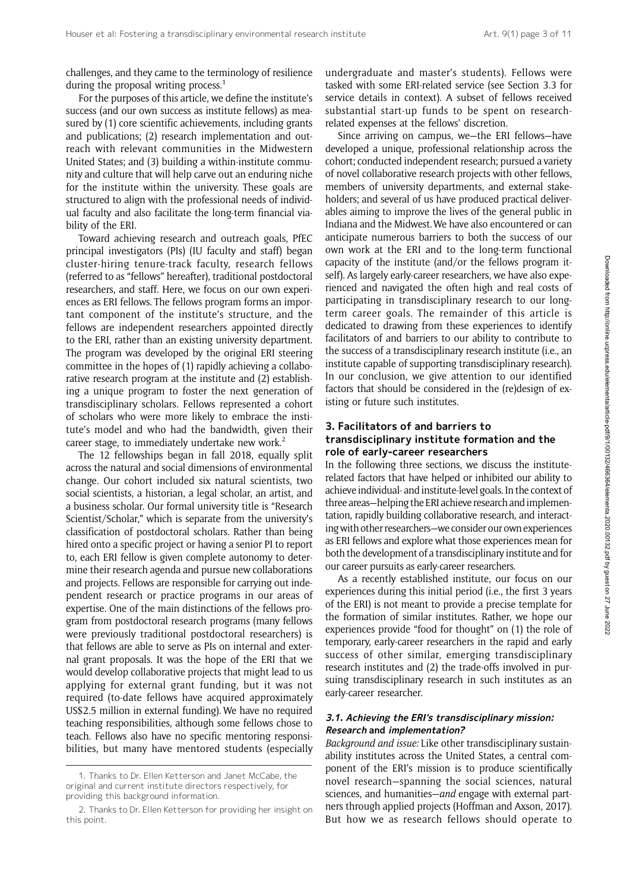challenges, and they came to the terminology of resilience during the proposal writing process.[1]

For the purposes of this article, we define the institute's success (and our own success as institute fellows) as measured by (1) core scientific achievements, including grants and publications; (2) research implementation and outreach with relevant communities in the Midwestern United States; and (3) building a within-institute community and culture that will help carve out an enduring niche for the institute within the university. These goals are structured to align with the professional needs of individual faculty and also facilitate the long-term financial viability of the ERI.

Toward achieving research and outreach goals, PfEC principal investigators (PIs) (IU faculty and staff) began cluster-hiring tenure-track faculty, research fellows (referred to as "fellows" hereafter), traditional postdoctoral researchers, and staff. Here, we focus on our own experiences as ERI fellows. The fellows program forms an important component of the institute's structure, and the fellows are independent researchers appointed directly to the ERI, rather than an existing university department. The program was developed by the original ERI steering committee in the hopes of (1) rapidly achieving a collaborative research program at the institute and (2) establishing a unique program to foster the next generation of transdisciplinary scholars. Fellows represented a cohort of scholars who were more likely to embrace the institute's model and who had the bandwidth, given their career stage, to immediately undertake new work.[2]

The 12 fellowships began in fall 2018, equally split across the natural and social dimensions of environmental change. Our cohort included six natural scientists, two social scientists, a historian, a legal scholar, an artist, and a business scholar. Our formal university title is "Research Scientist/Scholar," which is separate from the university's classification of postdoctoral scholars. Rather than being hired onto a specific project or having a senior PI to report to, each ERI fellow is given complete autonomy to determine their research agenda and pursue new collaborations and projects. Fellows are responsible for carrying out independent research or practice programs in our areas of expertise. One of the main distinctions of the fellows program from postdoctoral research programs (many fellows were previously traditional postdoctoral researchers) is that fellows are able to serve as PIs on internal and external grant proposals. It was the hope of the ERI that we would develop collaborative projects that might lead to us applying for external grant funding, but it was not required (to-date fellows have acquired approximately US$2.5 million in external funding). We have no required teaching responsibilities, although some fellows chose to teach. Fellows also have no specific mentoring responsibilities, but many have mentored students (especially undergraduate and master's students). Fellows were tasked with some ERI-related service (see Section 3.3 for service details in context). A subset of fellows received substantial start-up funds to be spent on research-related expenses at the fellows' discretion.

Since arriving on campus, we—the ERI fellows—have developed a unique, professional relationship across the cohort; conducted independent research; pursued a variety of novel collaborative research projects with other fellows, members of university departments, and external stakeholders; and several of us have produced practical deliverables aiming to improve the lives of the general public in Indiana and the Midwest. We have also encountered or can anticipate numerous barriers to both the success of our own work at the ERI and to the long-term functional capacity of the institute (and/or the fellows program itself). As largely early-career researchers, we have also experienced and navigated the often high and real costs of participating in transdisciplinary research to our long-term career goals. The remainder of this article is dedicated to drawing from these experiences to identify facilitators of and barriers to our ability to contribute to the success of a transdisciplinary research institute (i.e., an institute capable of supporting transdisciplinary research). In our conclusion, we give attention to our identified factors that should be considered in the (re)design of existing or future such institutes.

## 3. Facilitators of and barriers to transdisciplinary institute formation and the role of early-career researchers

In the following three sections, we discuss the institute-related factors that have helped or inhibited our ability to achieve individual- and institute-level goals. In the context of three areas—helping the ERI achieve research and implementation, rapidly building collaborative research, and interacting with other researchers—we consider our own experiences as ERI fellows and explore what those experiences mean for both the development of a transdisciplinary institute and for our career pursuits as early-career researchers.

As a recently established institute, our focus on our experiences during this initial period (i.e., the first 3 years of the ERI) is not meant to provide a precise template for the formation of similar institutes. Rather, we hope our experiences provide "food for thought" on (1) the role of temporary, early-career researchers in the rapid and early success of other similar, emerging transdisciplinary research institutes and (2) the trade-offs involved in pursuing transdisciplinary research in such institutes as an early-career researcher.

### 3.1. Achieving the ERI's transdisciplinary mission: *Research* and *implementation*?

*Background and issue:* Like other transdisciplinary sustainability institutes across the United States, a central component of the ERI's mission is to produce scientifically novel research—spanning the social sciences, natural sciences, and humanities—*and* engage with external partners through applied projects (Hoffman and Axson, 2017). But how we as research fellows should operate to

[1] Thanks to Dr. Ellen Ketterson and Janet McCabe, the original and current institute directors respectively, for providing this background information.

[2] Thanks to Dr. Ellen Ketterson for providing her insight on this point.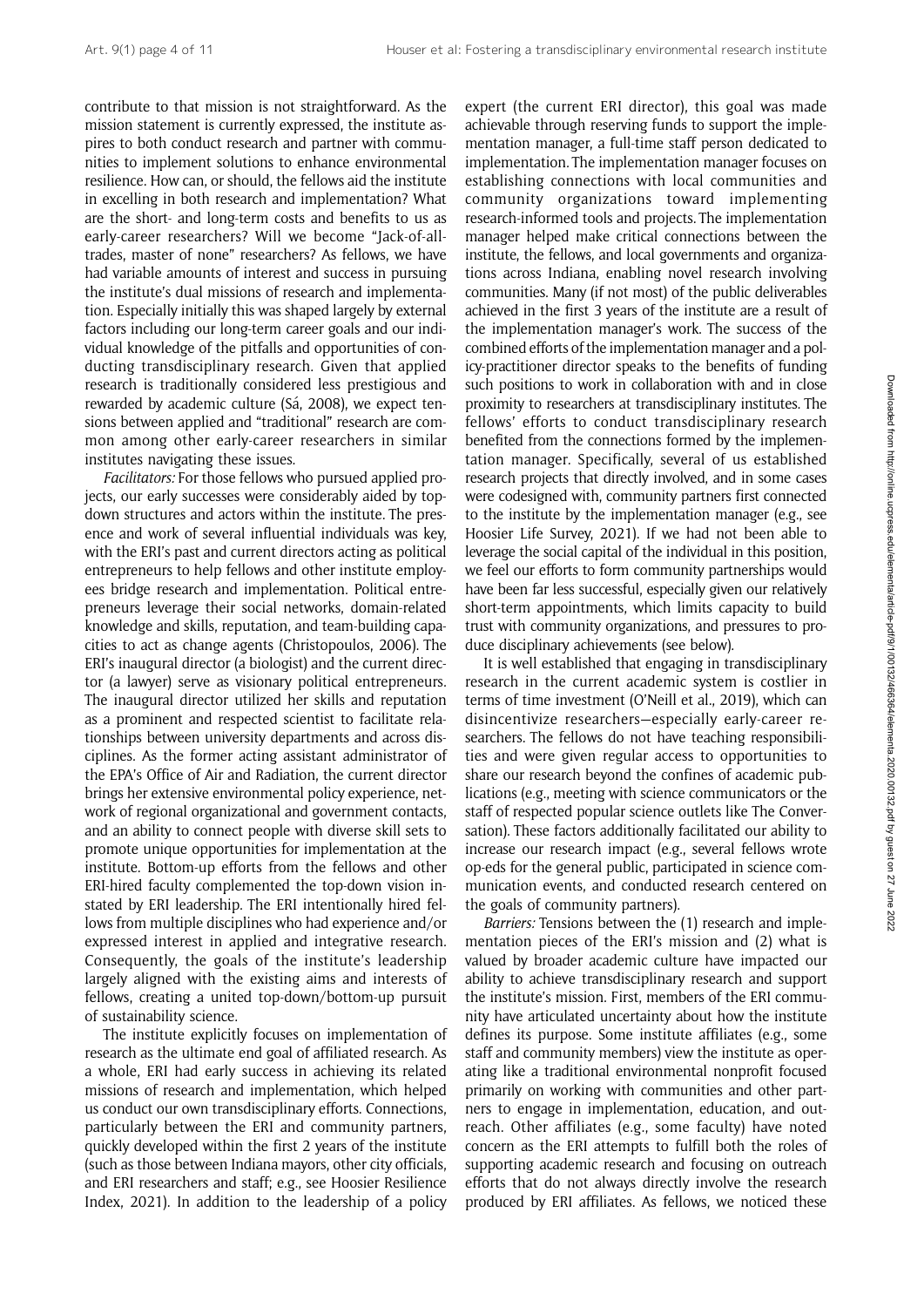contribute to that mission is not straightforward. As the mission statement is currently expressed, the institute aspires to both conduct research and partner with communities to implement solutions to enhance environmental resilience. How can, or should, the fellows aid the institute in excelling in both research and implementation? What are the short- and long-term costs and benefits to us as early-career researchers? Will we become "Jack-of-all-trades, master of none" researchers? As fellows, we have had variable amounts of interest and success in pursuing the institute's dual missions of research and implementation. Especially initially this was shaped largely by external factors including our long-term career goals and our individual knowledge of the pitfalls and opportunities of conducting transdisciplinary research. Given that applied research is traditionally considered less prestigious and rewarded by academic culture (Sá, 2008), we expect tensions between applied and "traditional" research are common among other early-career researchers in similar institutes navigating these issues.

*Facilitators:* For those fellows who pursued applied projects, our early successes were considerably aided by top-down structures and actors within the institute. The presence and work of several influential individuals was key, with the ERI's past and current directors acting as political entrepreneurs to help fellows and other institute employees bridge research and implementation. Political entrepreneurs leverage their social networks, domain-related knowledge and skills, reputation, and team-building capacities to act as change agents (Christopoulos, 2006). The ERI's inaugural director (a biologist) and the current director (a lawyer) serve as visionary political entrepreneurs. The inaugural director utilized her skills and reputation as a prominent and respected scientist to facilitate relationships between university departments and across disciplines. As the former acting assistant administrator of the EPA's Office of Air and Radiation, the current director brings her extensive environmental policy experience, network of regional organizational and government contacts, and an ability to connect people with diverse skill sets to promote unique opportunities for implementation at the institute. Bottom-up efforts from the fellows and other ERI-hired faculty complemented the top-down vision instated by ERI leadership. The ERI intentionally hired fellows from multiple disciplines who had experience and/or expressed interest in applied and integrative research. Consequently, the goals of the institute's leadership largely aligned with the existing aims and interests of fellows, creating a united top-down/bottom-up pursuit of sustainability science.

The institute explicitly focuses on implementation of research as the ultimate end goal of affiliated research. As a whole, ERI had early success in achieving its related missions of research and implementation, which helped us conduct our own transdisciplinary efforts. Connections, particularly between the ERI and community partners, quickly developed within the first 2 years of the institute (such as those between Indiana mayors, other city officials, and ERI researchers and staff; e.g., see Hoosier Resilience Index, 2021). In addition to the leadership of a policy expert (the current ERI director), this goal was made achievable through reserving funds to support the implementation manager, a full-time staff person dedicated to implementation. The implementation manager focuses on establishing connections with local communities and community organizations toward implementing research-informed tools and projects. The implementation manager helped make critical connections between the institute, the fellows, and local governments and organizations across Indiana, enabling novel research involving communities. Many (if not most) of the public deliverables achieved in the first 3 years of the institute are a result of the implementation manager's work. The success of the combined efforts of the implementation manager and a policy-practitioner director speaks to the benefits of funding such positions to work in collaboration with and in close proximity to researchers at transdisciplinary institutes. The fellows' efforts to conduct transdisciplinary research benefited from the connections formed by the implementation manager. Specifically, several of us established research projects that directly involved, and in some cases were codesigned with, community partners first connected to the institute by the implementation manager (e.g., see Hoosier Life Survey, 2021). If we had not been able to leverage the social capital of the individual in this position, we feel our efforts to form community partnerships would have been far less successful, especially given our relatively short-term appointments, which limits capacity to build trust with community organizations, and pressures to produce disciplinary achievements (see below).

It is well established that engaging in transdisciplinary research in the current academic system is costlier in terms of time investment (O'Neill et al., 2019), which can disincentivize researchers—especially early-career researchers. The fellows do not have teaching responsibilities and were given regular access to opportunities to share our research beyond the confines of academic publications (e.g., meeting with science communicators or the staff of respected popular science outlets like The Conversation). These factors additionally facilitated our ability to increase our research impact (e.g., several fellows wrote op-eds for the general public, participated in science communication events, and conducted research centered on the goals of community partners).

*Barriers:* Tensions between the (1) research and implementation pieces of the ERI's mission and (2) what is valued by broader academic culture have impacted our ability to achieve transdisciplinary research and support the institute's mission. First, members of the ERI community have articulated uncertainty about how the institute defines its purpose. Some institute affiliates (e.g., some staff and community members) view the institute as operating like a traditional environmental nonprofit focused primarily on working with communities and other partners to engage in implementation, education, and outreach. Other affiliates (e.g., some faculty) have noted concern as the ERI attempts to fulfill both the roles of supporting academic research and focusing on outreach efforts that do not always directly involve the research produced by ERI affiliates. As fellows, we noticed these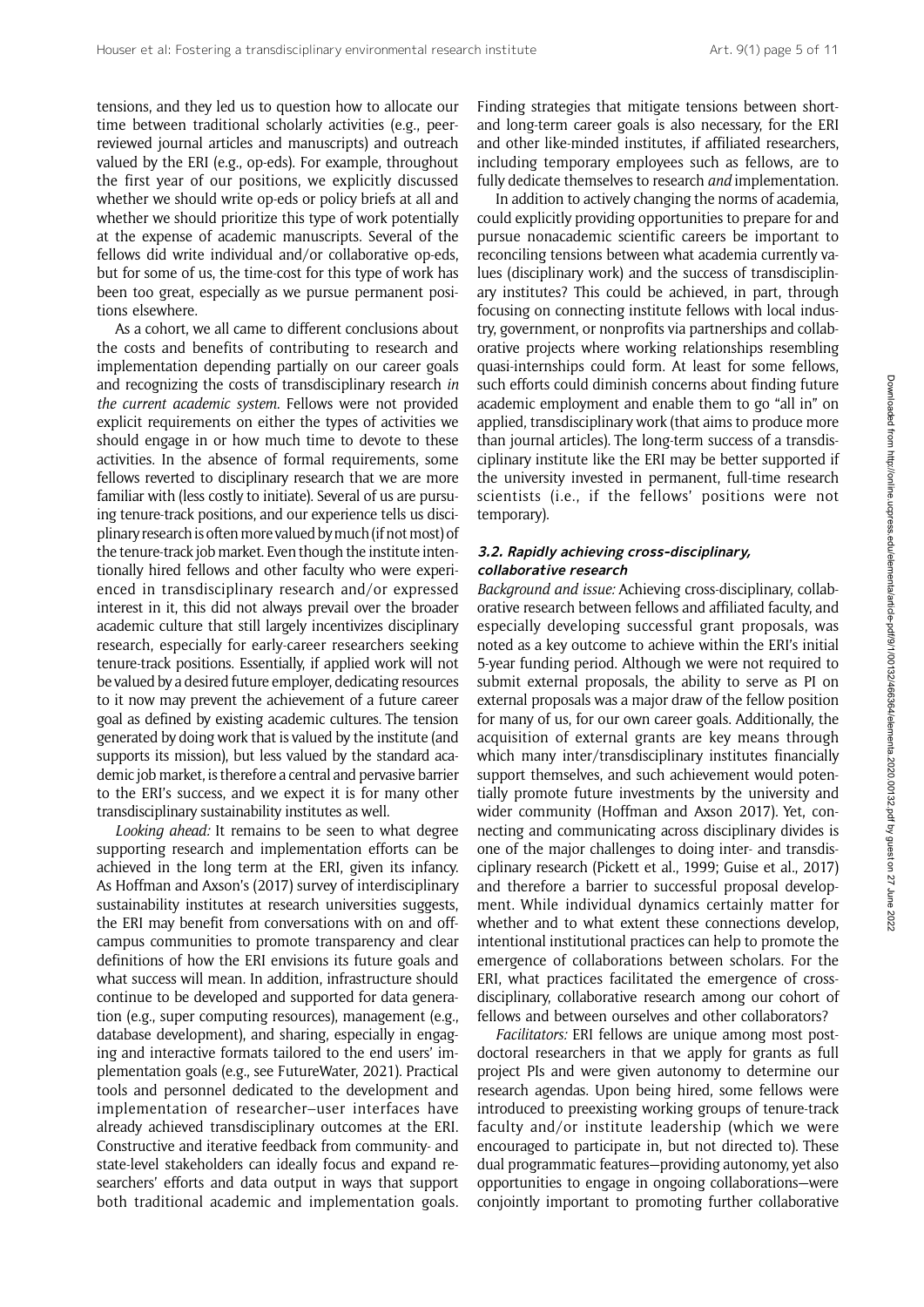tensions, and they led us to question how to allocate our time between traditional scholarly activities (e.g., peer-reviewed journal articles and manuscripts) and outreach valued by the ERI (e.g., op-eds). For example, throughout the first year of our positions, we explicitly discussed whether we should write op-eds or policy briefs at all and whether we should prioritize this type of work potentially at the expense of academic manuscripts. Several of the fellows did write individual and/or collaborative op-eds, but for some of us, the time-cost for this type of work has been too great, especially as we pursue permanent positions elsewhere.

As a cohort, we all came to different conclusions about the costs and benefits of contributing to research and implementation depending partially on our career goals and recognizing the costs of transdisciplinary research *in the current academic system*. Fellows were not provided explicit requirements on either the types of activities we should engage in or how much time to devote to these activities. In the absence of formal requirements, some fellows reverted to disciplinary research that we are more familiar with (less costly to initiate). Several of us are pursuing tenure-track positions, and our experience tells us disciplinary research is often more valued by much (if not most) of the tenure-track job market. Even though the institute intentionally hired fellows and other faculty who were experienced in transdisciplinary research and/or expressed interest in it, this did not always prevail over the broader academic culture that still largely incentivizes disciplinary research, especially for early-career researchers seeking tenure-track positions. Essentially, if applied work will not be valued by a desired future employer, dedicating resources to it now may prevent the achievement of a future career goal as defined by existing academic cultures. The tension generated by doing work that is valued by the institute (and supports its mission), but less valued by the standard academic job market, is therefore a central and pervasive barrier to the ERI's success, and we expect it is for many other transdisciplinary sustainability institutes as well.

*Looking ahead:* It remains to be seen to what degree supporting research and implementation efforts can be achieved in the long term at the ERI, given its infancy. As Hoffman and Axson's (2017) survey of interdisciplinary sustainability institutes at research universities suggests, the ERI may benefit from conversations with on and off-campus communities to promote transparency and clear definitions of how the ERI envisions its future goals and what success will mean. In addition, infrastructure should continue to be developed and supported for data generation (e.g., super computing resources), management (e.g., database development), and sharing, especially in engaging and interactive formats tailored to the end users' implementation goals (e.g., see FutureWater, 2021). Practical tools and personnel dedicated to the development and implementation of researcher–user interfaces have already achieved transdisciplinary outcomes at the ERI. Constructive and iterative feedback from community- and state-level stakeholders can ideally focus and expand researchers' efforts and data output in ways that support both traditional academic and implementation goals. Finding strategies that mitigate tensions between short- and long-term career goals is also necessary, for the ERI and other like-minded institutes, if affiliated researchers, including temporary employees such as fellows, are to fully dedicate themselves to research *and* implementation.

In addition to actively changing the norms of academia, could explicitly providing opportunities to prepare for and pursue nonacademic scientific careers be important to reconciling tensions between what academia currently values (disciplinary work) and the success of transdisciplinary institutes? This could be achieved, in part, through focusing on connecting institute fellows with local industry, government, or nonprofits via partnerships and collaborative projects where working relationships resembling quasi-internships could form. At least for some fellows, such efforts could diminish concerns about finding future academic employment and enable them to go "all in" on applied, transdisciplinary work (that aims to produce more than journal articles). The long-term success of a transdisciplinary institute like the ERI may be better supported if the university invested in permanent, full-time research scientists (i.e., if the fellows' positions were not temporary).

### 3.2. Rapidly achieving cross-disciplinary, collaborative research

*Background and issue:* Achieving cross-disciplinary, collaborative research between fellows and affiliated faculty, and especially developing successful grant proposals, was noted as a key outcome to achieve within the ERI's initial 5-year funding period. Although we were not required to submit external proposals, the ability to serve as PI on external proposals was a major draw of the fellow position for many of us, for our own career goals. Additionally, the acquisition of external grants are key means through which many inter/transdisciplinary institutes financially support themselves, and such achievement would potentially promote future investments by the university and wider community (Hoffman and Axson 2017). Yet, connecting and communicating across disciplinary divides is one of the major challenges to doing inter- and transdisciplinary research (Pickett et al., 1999; Guise et al., 2017) and therefore a barrier to successful proposal development. While individual dynamics certainly matter for whether and to what extent these connections develop, intentional institutional practices can help to promote the emergence of collaborations between scholars. For the ERI, what practices facilitated the emergence of cross-disciplinary, collaborative research among our cohort of fellows and between ourselves and other collaborators?

*Facilitators:* ERI fellows are unique among most postdoctoral researchers in that we apply for grants as full project PIs and were given autonomy to determine our research agendas. Upon being hired, some fellows were introduced to preexisting working groups of tenure-track faculty and/or institute leadership (which we were encouraged to participate in, but not directed to). These dual programmatic features—providing autonomy, yet also opportunities to engage in ongoing collaborations—were conjointly important to promoting further collaborative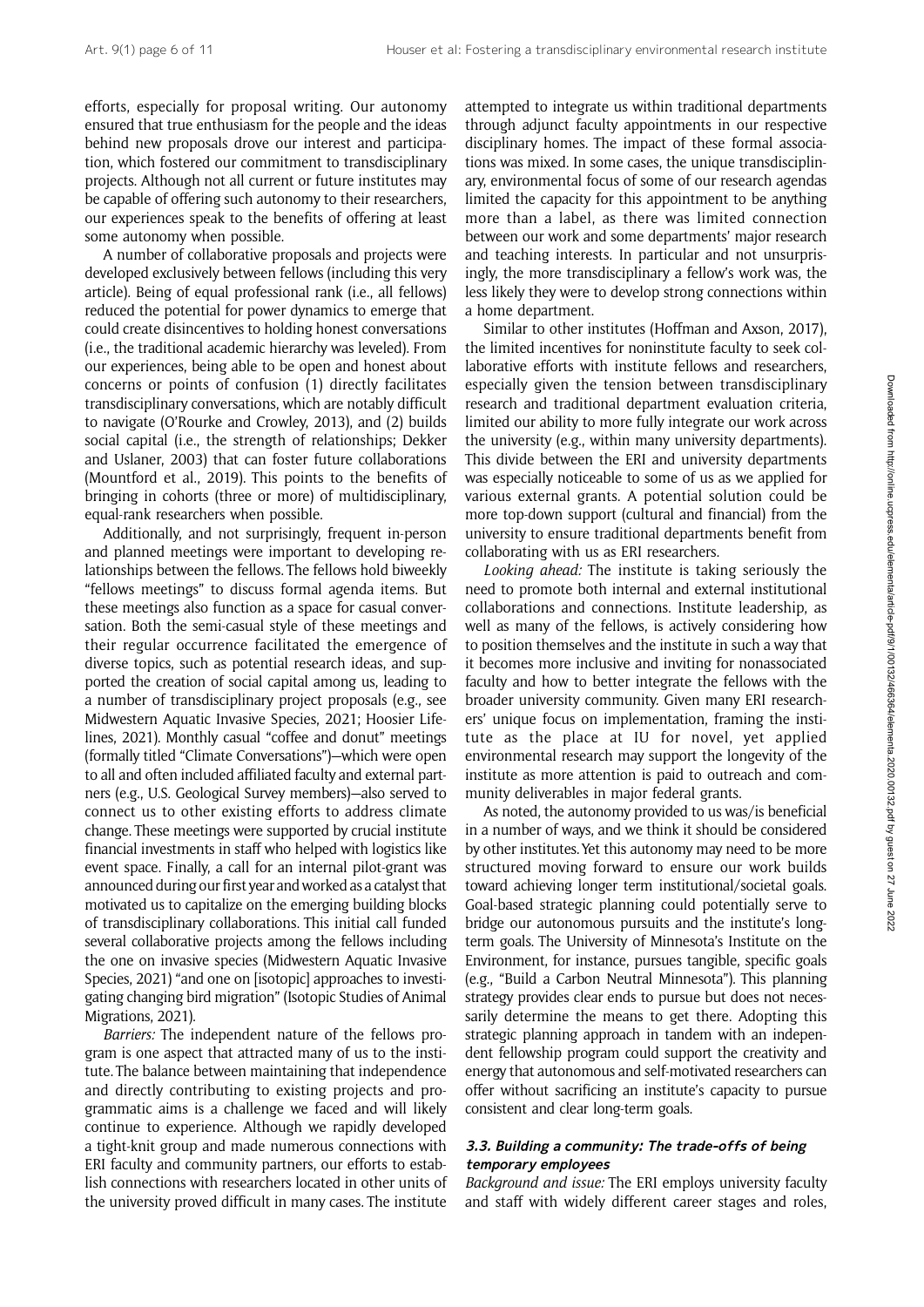efforts, especially for proposal writing. Our autonomy ensured that true enthusiasm for the people and the ideas behind new proposals drove our interest and participation, which fostered our commitment to transdisciplinary projects. Although not all current or future institutes may be capable of offering such autonomy to their researchers, our experiences speak to the benefits of offering at least some autonomy when possible.

A number of collaborative proposals and projects were developed exclusively between fellows (including this very article). Being of equal professional rank (i.e., all fellows) reduced the potential for power dynamics to emerge that could create disincentives to holding honest conversations (i.e., the traditional academic hierarchy was leveled). From our experiences, being able to be open and honest about concerns or points of confusion (1) directly facilitates transdisciplinary conversations, which are notably difficult to navigate (O'Rourke and Crowley, 2013), and (2) builds social capital (i.e., the strength of relationships; Dekker and Uslaner, 2003) that can foster future collaborations (Mountford et al., 2019). This points to the benefits of bringing in cohorts (three or more) of multidisciplinary, equal-rank researchers when possible.

Additionally, and not surprisingly, frequent in-person and planned meetings were important to developing relationships between the fellows. The fellows hold biweekly "fellows meetings" to discuss formal agenda items. But these meetings also function as a space for casual conversation. Both the semi-casual style of these meetings and their regular occurrence facilitated the emergence of diverse topics, such as potential research ideas, and supported the creation of social capital among us, leading to a number of transdisciplinary project proposals (e.g., see Midwestern Aquatic Invasive Species, 2021; Hoosier Lifelines, 2021). Monthly casual "coffee and donut" meetings (formally titled "Climate Conversations")—which were open to all and often included affiliated faculty and external partners (e.g., U.S. Geological Survey members)—also served to connect us to other existing efforts to address climate change. These meetings were supported by crucial institute financial investments in staff who helped with logistics like event space. Finally, a call for an internal pilot-grant was announced during our first year and worked as a catalyst that motivated us to capitalize on the emerging building blocks of transdisciplinary collaborations. This initial call funded several collaborative projects among the fellows including the one on invasive species (Midwestern Aquatic Invasive Species, 2021) "and one on [isotopic] approaches to investigating changing bird migration" (Isotopic Studies of Animal Migrations, 2021).

*Barriers:* The independent nature of the fellows program is one aspect that attracted many of us to the institute. The balance between maintaining that independence and directly contributing to existing projects and programmatic aims is a challenge we faced and will likely continue to experience. Although we rapidly developed a tight-knit group and made numerous connections with ERI faculty and community partners, our efforts to establish connections with researchers located in other units of the university proved difficult in many cases. The institute attempted to integrate us within traditional departments through adjunct faculty appointments in our respective disciplinary homes. The impact of these formal associations was mixed. In some cases, the unique transdisciplinary, environmental focus of some of our research agendas limited the capacity for this appointment to be anything more than a label, as there was limited connection between our work and some departments' major research and teaching interests. In particular and not unsurprisingly, the more transdisciplinary a fellow's work was, the less likely they were to develop strong connections within a home department.

Similar to other institutes (Hoffman and Axson, 2017), the limited incentives for noninstitute faculty to seek collaborative efforts with institute fellows and researchers, especially given the tension between transdisciplinary research and traditional department evaluation criteria, limited our ability to more fully integrate our work across the university (e.g., within many university departments). This divide between the ERI and university departments was especially noticeable to some of us as we applied for various external grants. A potential solution could be more top-down support (cultural and financial) from the university to ensure traditional departments benefit from collaborating with us as ERI researchers.

*Looking ahead:* The institute is taking seriously the need to promote both internal and external institutional collaborations and connections. Institute leadership, as well as many of the fellows, is actively considering how to position themselves and the institute in such a way that it becomes more inclusive and inviting for nonassociated faculty and how to better integrate the fellows with the broader university community. Given many ERI researchers' unique focus on implementation, framing the institute as the place at IU for novel, yet applied environmental research may support the longevity of the institute as more attention is paid to outreach and community deliverables in major federal grants.

As noted, the autonomy provided to us was/is beneficial in a number of ways, and we think it should be considered by other institutes. Yet this autonomy may need to be more structured moving forward to ensure our work builds toward achieving longer term institutional/societal goals. Goal-based strategic planning could potentially serve to bridge our autonomous pursuits and the institute's long-term goals. The University of Minnesota's Institute on the Environment, for instance, pursues tangible, specific goals (e.g., "Build a Carbon Neutral Minnesota"). This planning strategy provides clear ends to pursue but does not necessarily determine the means to get there. Adopting this strategic planning approach in tandem with an independent fellowship program could support the creativity and energy that autonomous and self-motivated researchers can offer without sacrificing an institute's capacity to pursue consistent and clear long-term goals.

### 3.3. Building a community: The trade-offs of being temporary employees

*Background and issue:* The ERI employs university faculty and staff with widely different career stages and roles,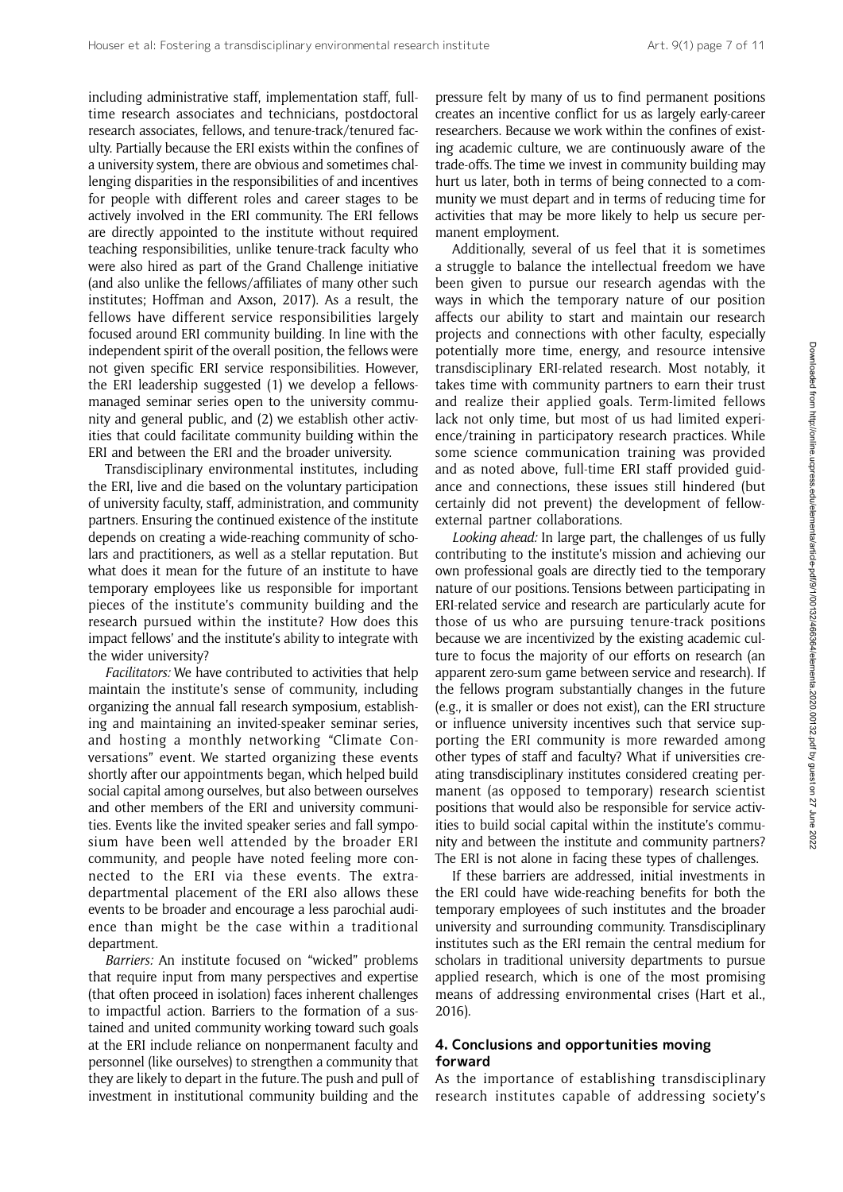including administrative staff, implementation staff, full-time research associates and technicians, postdoctoral research associates, fellows, and tenure-track/tenured faculty. Partially because the ERI exists within the confines of a university system, there are obvious and sometimes challenging disparities in the responsibilities of and incentives for people with different roles and career stages to be actively involved in the ERI community. The ERI fellows are directly appointed to the institute without required teaching responsibilities, unlike tenure-track faculty who were also hired as part of the Grand Challenge initiative (and also unlike the fellows/affiliates of many other such institutes; Hoffman and Axson, 2017). As a result, the fellows have different service responsibilities largely focused around ERI community building. In line with the independent spirit of the overall position, the fellows were not given specific ERI service responsibilities. However, the ERI leadership suggested (1) we develop a fellows-managed seminar series open to the university community and general public, and (2) we establish other activities that could facilitate community building within the ERI and between the ERI and the broader university.

Transdisciplinary environmental institutes, including the ERI, live and die based on the voluntary participation of university faculty, staff, administration, and community partners. Ensuring the continued existence of the institute depends on creating a wide-reaching community of scholars and practitioners, as well as a stellar reputation. But what does it mean for the future of an institute to have temporary employees like us responsible for important pieces of the institute's community building and the research pursued within the institute? How does this impact fellows' and the institute's ability to integrate with the wider university?

*Facilitators:* We have contributed to activities that help maintain the institute's sense of community, including organizing the annual fall research symposium, establishing and maintaining an invited-speaker seminar series, and hosting a monthly networking "Climate Conversations" event. We started organizing these events shortly after our appointments began, which helped build social capital among ourselves, but also between ourselves and other members of the ERI and university communities. Events like the invited speaker series and fall symposium have been well attended by the broader ERI community, and people have noted feeling more connected to the ERI via these events. The extra-departmental placement of the ERI also allows these events to be broader and encourage a less parochial audience than might be the case within a traditional department.

*Barriers:* An institute focused on "wicked" problems that require input from many perspectives and expertise (that often proceed in isolation) faces inherent challenges to impactful action. Barriers to the formation of a sustained and united community working toward such goals at the ERI include reliance on nonpermanent faculty and personnel (like ourselves) to strengthen a community that they are likely to depart in the future. The push and pull of investment in institutional community building and the pressure felt by many of us to find permanent positions creates an incentive conflict for us as largely early-career researchers. Because we work within the confines of existing academic culture, we are continuously aware of the trade-offs. The time we invest in community building may hurt us later, both in terms of being connected to a community we must depart and in terms of reducing time for activities that may be more likely to help us secure permanent employment.

Additionally, several of us feel that it is sometimes a struggle to balance the intellectual freedom we have been given to pursue our research agendas with the ways in which the temporary nature of our position affects our ability to start and maintain our research projects and connections with other faculty, especially potentially more time, energy, and resource intensive transdisciplinary ERI-related research. Most notably, it takes time with community partners to earn their trust and realize their applied goals. Term-limited fellows lack not only time, but most of us had limited experience/training in participatory research practices. While some science communication training was provided and as noted above, full-time ERI staff provided guidance and connections, these issues still hindered (but certainly did not prevent) the development of fellow-external partner collaborations.

*Looking ahead:* In large part, the challenges of us fully contributing to the institute's mission and achieving our own professional goals are directly tied to the temporary nature of our positions. Tensions between participating in ERI-related service and research are particularly acute for those of us who are pursuing tenure-track positions because we are incentivized by the existing academic culture to focus the majority of our efforts on research (an apparent zero-sum game between service and research). If the fellows program substantially changes in the future (e.g., it is smaller or does not exist), can the ERI structure or influence university incentives such that service supporting the ERI community is more rewarded among other types of staff and faculty? What if universities creating transdisciplinary institutes considered creating permanent (as opposed to temporary) research scientist positions that would also be responsible for service activities to build social capital within the institute's community and between the institute and community partners? The ERI is not alone in facing these types of challenges.

If these barriers are addressed, initial investments in the ERI could have wide-reaching benefits for both the temporary employees of such institutes and the broader university and surrounding community. Transdisciplinary institutes such as the ERI remain the central medium for scholars in traditional university departments to pursue applied research, which is one of the most promising means of addressing environmental crises (Hart et al., 2016).

## 4. Conclusions and opportunities moving forward

As the importance of establishing transdisciplinary research institutes capable of addressing society's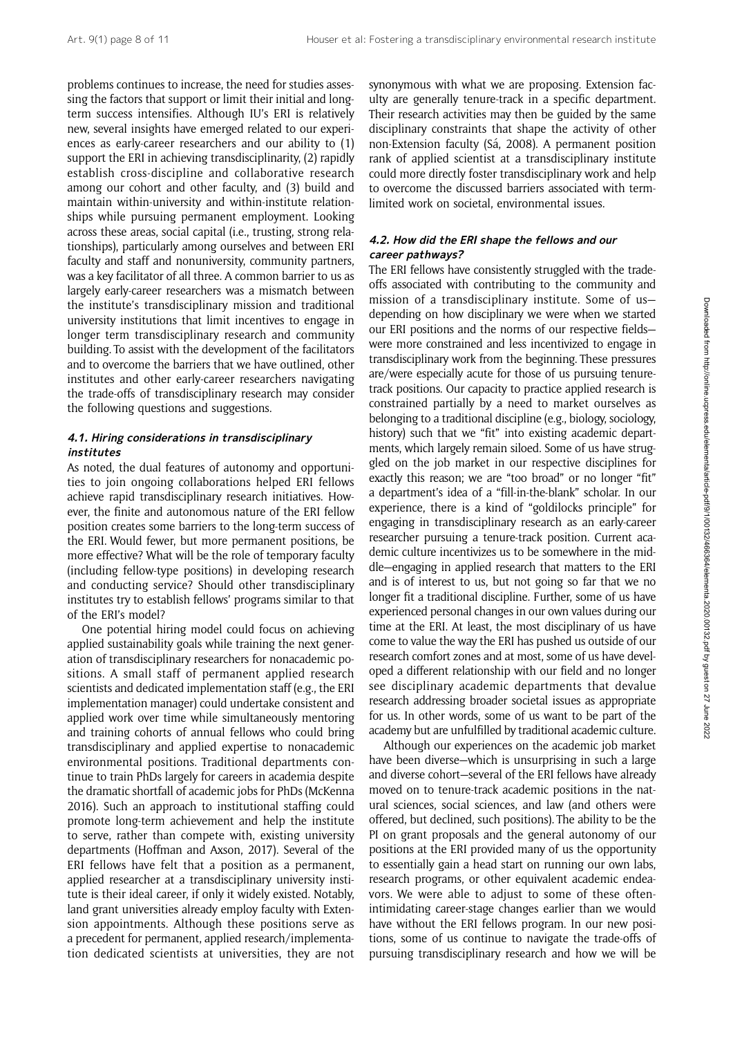problems continues to increase, the need for studies assessing the factors that support or limit their initial and long-term success intensifies. Although IU's ERI is relatively new, several insights have emerged related to our experiences as early-career researchers and our ability to (1) support the ERI in achieving transdisciplinarity, (2) rapidly establish cross-discipline and collaborative research among our cohort and other faculty, and (3) build and maintain within-university and within-institute relationships while pursuing permanent employment. Looking across these areas, social capital (i.e., trusting, strong relationships), particularly among ourselves and between ERI faculty and staff and nonuniversity, community partners, was a key facilitator of all three. A common barrier to us as largely early-career researchers was a mismatch between the institute's transdisciplinary mission and traditional university institutions that limit incentives to engage in longer term transdisciplinary research and community building. To assist with the development of the facilitators and to overcome the barriers that we have outlined, other institutes and other early-career researchers navigating the trade-offs of transdisciplinary research may consider the following questions and suggestions.

### 4.1. Hiring considerations in transdisciplinary institutes

As noted, the dual features of autonomy and opportunities to join ongoing collaborations helped ERI fellows achieve rapid transdisciplinary research initiatives. However, the finite and autonomous nature of the ERI fellow position creates some barriers to the long-term success of the ERI. Would fewer, but more permanent positions, be more effective? What will be the role of temporary faculty (including fellow-type positions) in developing research and conducting service? Should other transdisciplinary institutes try to establish fellows' programs similar to that of the ERI's model?

One potential hiring model could focus on achieving applied sustainability goals while training the next generation of transdisciplinary researchers for nonacademic positions. A small staff of permanent applied research scientists and dedicated implementation staff (e.g., the ERI implementation manager) could undertake consistent and applied work over time while simultaneously mentoring and training cohorts of annual fellows who could bring transdisciplinary and applied expertise to nonacademic environmental positions. Traditional departments continue to train PhDs largely for careers in academia despite the dramatic shortfall of academic jobs for PhDs (McKenna 2016). Such an approach to institutional staffing could promote long-term achievement and help the institute to serve, rather than compete with, existing university departments (Hoffman and Axson, 2017). Several of the ERI fellows have felt that a position as a permanent, applied researcher at a transdisciplinary university institute is their ideal career, if only it widely existed. Notably, land grant universities already employ faculty with Extension appointments. Although these positions serve as a precedent for permanent, applied research/implementation dedicated scientists at universities, they are not synonymous with what we are proposing. Extension faculty are generally tenure-track in a specific department. Their research activities may then be guided by the same disciplinary constraints that shape the activity of other non-Extension faculty (Sá, 2008). A permanent position rank of applied scientist at a transdisciplinary institute could more directly foster transdisciplinary work and help to overcome the discussed barriers associated with term-limited work on societal, environmental issues.

### 4.2. How did the ERI shape the fellows and our career pathways?

The ERI fellows have consistently struggled with the trade-offs associated with contributing to the community and mission of a transdisciplinary institute. Some of us—depending on how disciplinary we were when we started our ERI positions and the norms of our respective fields—were more constrained and less incentivized to engage in transdisciplinary work from the beginning. These pressures are/were especially acute for those of us pursuing tenure-track positions. Our capacity to practice applied research is constrained partially by a need to market ourselves as belonging to a traditional discipline (e.g., biology, sociology, history) such that we "fit" into existing academic departments, which largely remain siloed. Some of us have struggled on the job market in our respective disciplines for exactly this reason; we are "too broad" or no longer "fit" a department's idea of a "fill-in-the-blank" scholar. In our experience, there is a kind of "goldilocks principle" for engaging in transdisciplinary research as an early-career researcher pursuing a tenure-track position. Current academic culture incentivizes us to be somewhere in the middle—engaging in applied research that matters to the ERI and is of interest to us, but not going so far that we no longer fit a traditional discipline. Further, some of us have experienced personal changes in our own values during our time at the ERI. At least, the most disciplinary of us have come to value the way the ERI has pushed us outside of our research comfort zones and at most, some of us have developed a different relationship with our field and no longer see disciplinary academic departments that devalue research addressing broader societal issues as appropriate for us. In other words, some of us want to be part of the academy but are unfulfilled by traditional academic culture.

Although our experiences on the academic job market have been diverse—which is unsurprising in such a large and diverse cohort—several of the ERI fellows have already moved on to tenure-track academic positions in the natural sciences, social sciences, and law (and others were offered, but declined, such positions). The ability to be the PI on grant proposals and the general autonomy of our positions at the ERI provided many of us the opportunity to essentially gain a head start on running our own labs, research programs, or other equivalent academic endeavors. We were able to adjust to some of these often-intimidating career-stage changes earlier than we would have without the ERI fellows program. In our new positions, some of us continue to navigate the trade-offs of pursuing transdisciplinary research and how we will be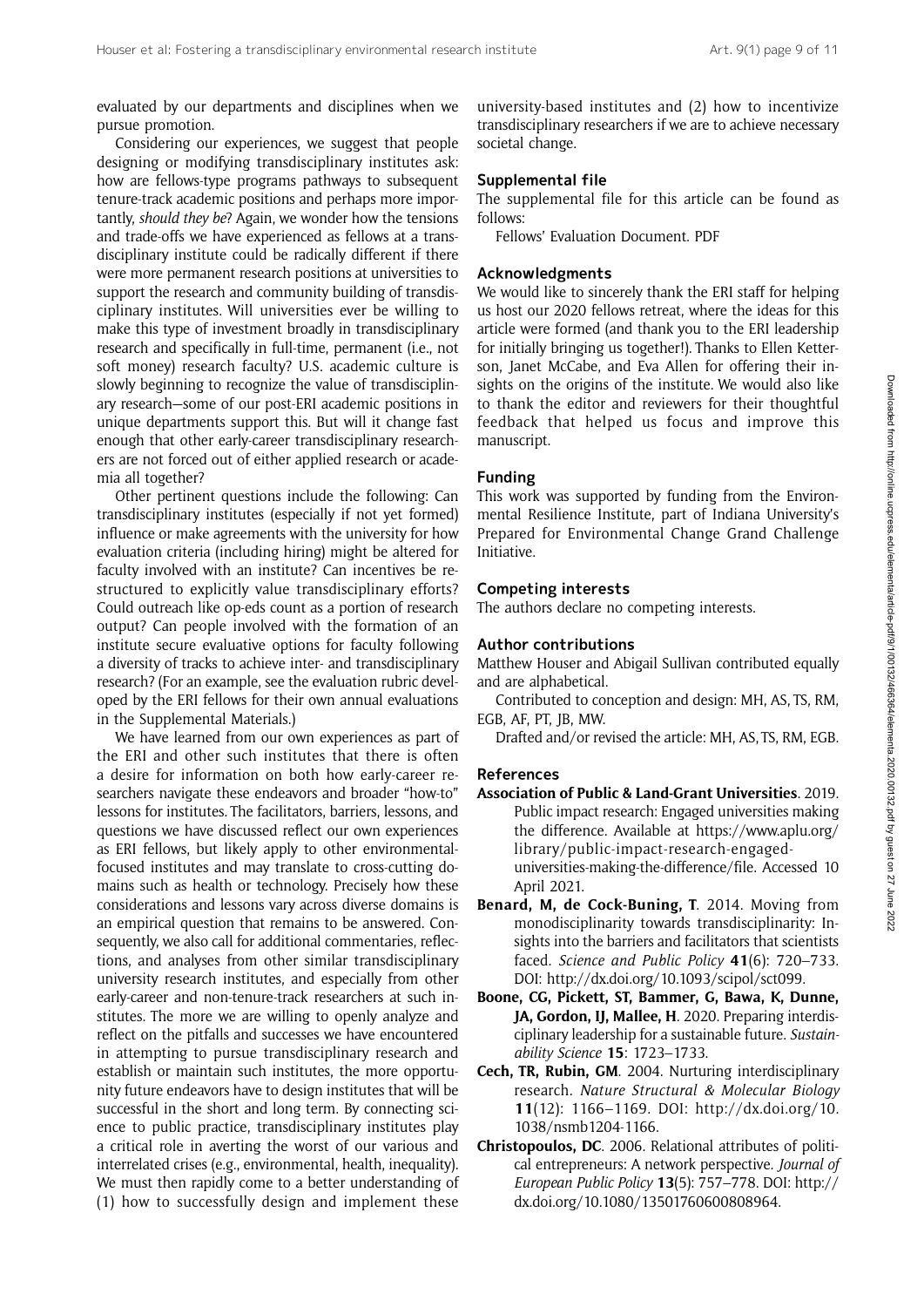evaluated by our departments and disciplines when we pursue promotion.

Considering our experiences, we suggest that people designing or modifying transdisciplinary institutes ask: how are fellows-type programs pathways to subsequent tenure-track academic positions and perhaps more importantly, *should they be*? Again, we wonder how the tensions and trade-offs we have experienced as fellows at a transdisciplinary institute could be radically different if there were more permanent research positions at universities to support the research and community building of transdisciplinary institutes. Will universities ever be willing to make this type of investment broadly in transdisciplinary research and specifically in full-time, permanent (i.e., not soft money) research faculty? U.S. academic culture is slowly beginning to recognize the value of transdisciplinary research—some of our post-ERI academic positions in unique departments support this. But will it change fast enough that other early-career transdisciplinary researchers are not forced out of either applied research or academia all together?

Other pertinent questions include the following: Can transdisciplinary institutes (especially if not yet formed) influence or make agreements with the university for how evaluation criteria (including hiring) might be altered for faculty involved with an institute? Can incentives be restructured to explicitly value transdisciplinary efforts? Could outreach like op-eds count as a portion of research output? Can people involved with the formation of an institute secure evaluative options for faculty following a diversity of tracks to achieve inter- and transdisciplinary research? (For an example, see the evaluation rubric developed by the ERI fellows for their own annual evaluations in the Supplemental Materials.)

We have learned from our own experiences as part of the ERI and other such institutes that there is often a desire for information on both how early-career researchers navigate these endeavors and broader "how-to" lessons for institutes. The facilitators, barriers, lessons, and questions we have discussed reflect our own experiences as ERI fellows, but likely apply to other environmental-focused institutes and may translate to cross-cutting domains such as health or technology. Precisely how these considerations and lessons vary across diverse domains is an empirical question that remains to be answered. Consequently, we also call for additional commentaries, reflections, and analyses from other similar transdisciplinary university research institutes, and especially from other early-career and non-tenure-track researchers at such institutes. The more we are willing to openly analyze and reflect on the pitfalls and successes we have encountered in attempting to pursue transdisciplinary research and establish or maintain such institutes, the more opportunity future endeavors have to design institutes that will be successful in the short and long term. By connecting science to public practice, transdisciplinary institutes play a critical role in averting the worst of our various and interrelated crises (e.g., environmental, health, inequality). We must then rapidly come to a better understanding of (1) how to successfully design and implement these university-based institutes and (2) how to incentivize transdisciplinary researchers if we are to achieve necessary societal change.

## Supplemental file

The supplemental file for this article can be found as follows:

Fellows' Evaluation Document. PDF

## Acknowledgments

We would like to sincerely thank the ERI staff for helping us host our 2020 fellows retreat, where the ideas for this article were formed (and thank you to the ERI leadership for initially bringing us together!). Thanks to Ellen Ketterson, Janet McCabe, and Eva Allen for offering their insights on the origins of the institute. We would also like to thank the editor and reviewers for their thoughtful feedback that helped us focus and improve this manuscript.

## Funding

This work was supported by funding from the Environmental Resilience Institute, part of Indiana University's Prepared for Environmental Change Grand Challenge Initiative.

## Competing interests

The authors declare no competing interests.

## Author contributions

Matthew Houser and Abigail Sullivan contributed equally and are alphabetical.

Contributed to conception and design: MH, AS, TS, RM, EGB, AF, PT, JB, MW.

Drafted and/or revised the article: MH, AS, TS, RM, EGB.

## References

**Association of Public & Land-Grant Universities**. 2019. Public impact research: Engaged universities making the difference. Available at https://www.aplu.org/library/public-impact-research-engaged-universities-making-the-difference/file. Accessed 10 April 2021.

**Benard, M, de Cock-Buning, T**. 2014. Moving from monodisciplinarity towards transdisciplinarity: Insights into the barriers and facilitators that scientists faced. *Science and Public Policy* **41**(6): 720–733. DOI: http://dx.doi.org/10.1093/scipol/sct099.

**Boone, CG, Pickett, ST, Bammer, G, Bawa, K, Dunne, JA, Gordon, IJ, Mallee, H**. 2020. Preparing interdisciplinary leadership for a sustainable future. *Sustainability Science* **15**: 1723–1733.

**Cech, TR, Rubin, GM**. 2004. Nurturing interdisciplinary research. *Nature Structural & Molecular Biology* **11**(12): 1166–1169. DOI: http://dx.doi.org/10.1038/nsmb1204-1166.

**Christopoulos, DC**. 2006. Relational attributes of political entrepreneurs: A network perspective. *Journal of European Public Policy* **13**(5): 757–778. DOI: http://dx.doi.org/10.1080/13501760600808964.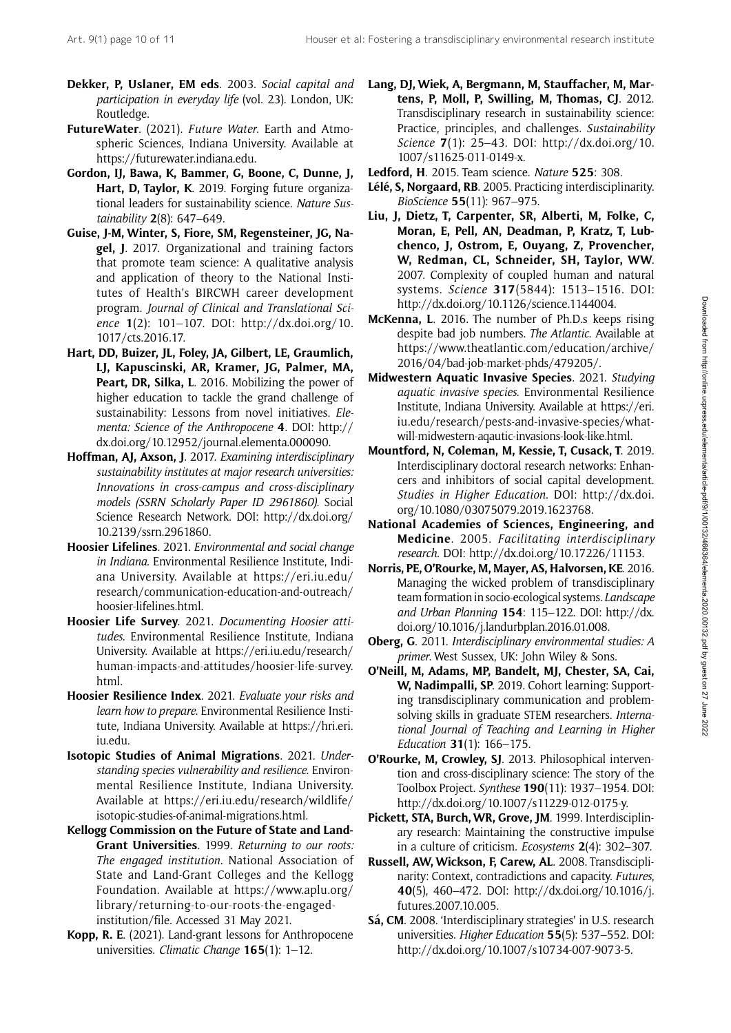**Dekker, P, Uslaner, EM eds**. 2003. *Social capital and participation in everyday life* (vol. 23). London, UK: Routledge.

**FutureWater**. (2021). *Future Water*. Earth and Atmospheric Sciences, Indiana University. Available at https://futurewater.indiana.edu.

**Gordon, IJ, Bawa, K, Bammer, G, Boone, C, Dunne, J, Hart, D, Taylor, K**. 2019. Forging future organizational leaders for sustainability science. *Nature Sustainability* **2**(8): 647–649.

**Guise, J-M, Winter, S, Fiore, SM, Regensteiner, JG, Nagel, J**. 2017. Organizational and training factors that promote team science: A qualitative analysis and application of theory to the National Institutes of Health's BIRCWH career development program. *Journal of Clinical and Translational Science* **1**(2): 101–107. DOI: http://dx.doi.org/10.1017/cts.2016.17.

**Hart, DD, Buizer, JL, Foley, JA, Gilbert, LE, Graumlich, LJ, Kapuscinski, AR, Kramer, JG, Palmer, MA, Peart, DR, Silka, L**. 2016. Mobilizing the power of higher education to tackle the grand challenge of sustainability: Lessons from novel initiatives. *Elementa: Science of the Anthropocene* **4**. DOI: http://dx.doi.org/10.12952/journal.elementa.000090.

**Hoffman, AJ, Axson, J**. 2017. *Examining interdisciplinary sustainability institutes at major research universities: Innovations in cross-campus and cross-disciplinary models (SSRN Scholarly Paper ID 2961860)*. Social Science Research Network. DOI: http://dx.doi.org/10.2139/ssrn.2961860.

**Hoosier Lifelines**. 2021. *Environmental and social change in Indiana*. Environmental Resilience Institute, Indiana University. Available at https://eri.iu.edu/research/communication-education-and-outreach/hoosier-lifelines.html.

**Hoosier Life Survey**. 2021. *Documenting Hoosier attitudes*. Environmental Resilience Institute, Indiana University. Available at https://eri.iu.edu/research/human-impacts-and-attitudes/hoosier-life-survey.html.

**Hoosier Resilience Index**. 2021. *Evaluate your risks and learn how to prepare*. Environmental Resilience Institute, Indiana University. Available at https://hri.eri.iu.edu.

**Isotopic Studies of Animal Migrations**. 2021. *Understanding species vulnerability and resilience*. Environmental Resilience Institute, Indiana University. Available at https://eri.iu.edu/research/wildlife/isotopic-studies-of-animal-migrations.html.

**Kellogg Commission on the Future of State and Land-Grant Universities**. 1999. *Returning to our roots: The engaged institution*. National Association of State and Land-Grant Colleges and the Kellogg Foundation. Available at https://www.aplu.org/library/returning-to-our-roots-the-engaged-institution/file. Accessed 31 May 2021.

**Kopp, R. E**. (2021). Land-grant lessons for Anthropocene universities. *Climatic Change* **165**(1): 1–12.

**Lang, DJ, Wiek, A, Bergmann, M, Stauffacher, M, Martens, P, Moll, P, Swilling, M, Thomas, CJ**. 2012. Transdisciplinary research in sustainability science: Practice, principles, and challenges. *Sustainability Science* **7**(1): 25–43. DOI: http://dx.doi.org/10.1007/s11625-011-0149-x.

**Ledford, H**. 2015. Team science. *Nature* **525**: 308.

**Lélé, S, Norgaard, RB**. 2005. Practicing interdisciplinarity. *BioScience* **55**(11): 967–975.

**Liu, J, Dietz, T, Carpenter, SR, Alberti, M, Folke, C, Moran, E, Pell, AN, Deadman, P, Kratz, T, Lubchenco, J, Ostrom, E, Ouyang, Z, Provencher, W, Redman, CL, Schneider, SH, Taylor, WW**. 2007. Complexity of coupled human and natural systems. *Science* **317**(5844): 1513–1516. DOI: http://dx.doi.org/10.1126/science.1144004.

**McKenna, L**. 2016. The number of Ph.D.s keeps rising despite bad job numbers. *The Atlantic*. Available at https://www.theatlantic.com/education/archive/2016/04/bad-job-market-phds/479205/.

**Midwestern Aquatic Invasive Species**. 2021. *Studying aquatic invasive species*. Environmental Resilience Institute, Indiana University. Available at https://eri.iu.edu/research/pests-and-invasive-species/what-will-midwestern-aqautic-invasions-look-like.html.

**Mountford, N, Coleman, M, Kessie, T, Cusack, T**. 2019. Interdisciplinary doctoral research networks: Enhancers and inhibitors of social capital development. *Studies in Higher Education*. DOI: http://dx.doi.org/10.1080/03075079.2019.1623768.

**National Academies of Sciences, Engineering, and Medicine**. 2005. *Facilitating interdisciplinary research*. DOI: http://dx.doi.org/10.17226/11153.

**Norris, PE, O'Rourke, M, Mayer, AS, Halvorsen, KE**. 2016. Managing the wicked problem of transdisciplinary team formation in socio-ecological systems. *Landscape and Urban Planning* **154**: 115–122. DOI: http://dx.doi.org/10.1016/j.landurbplan.2016.01.008.

**Oberg, G**. 2011. *Interdisciplinary environmental studies: A primer*. West Sussex, UK: John Wiley & Sons.

**O'Neill, M, Adams, MP, Bandelt, MJ, Chester, SA, Cai, W, Nadimpalli, SP**. 2019. Cohort learning: Supporting transdisciplinary communication and problem-solving skills in graduate STEM researchers. *International Journal of Teaching and Learning in Higher Education* **31**(1): 166–175.

**O'Rourke, M, Crowley, SJ**. 2013. Philosophical intervention and cross-disciplinary science: The story of the Toolbox Project. *Synthese* **190**(11): 1937–1954. DOI: http://dx.doi.org/10.1007/s11229-012-0175-y.

**Pickett, STA, Burch, WR, Grove, JM**. 1999. Interdisciplinary research: Maintaining the constructive impulse in a culture of criticism. *Ecosystems* **2**(4): 302–307.

**Russell, AW, Wickson, F, Carew, AL**. 2008. Transdisciplinarity: Context, contradictions and capacity. *Futures*, **40**(5), 460–472. DOI: http://dx.doi.org/10.1016/j.futures.2007.10.005.

**Sá, CM**. 2008. 'Interdisciplinary strategies' in U.S. research universities. *Higher Education* **55**(5): 537–552. DOI: http://dx.doi.org/10.1007/s10734-007-9073-5.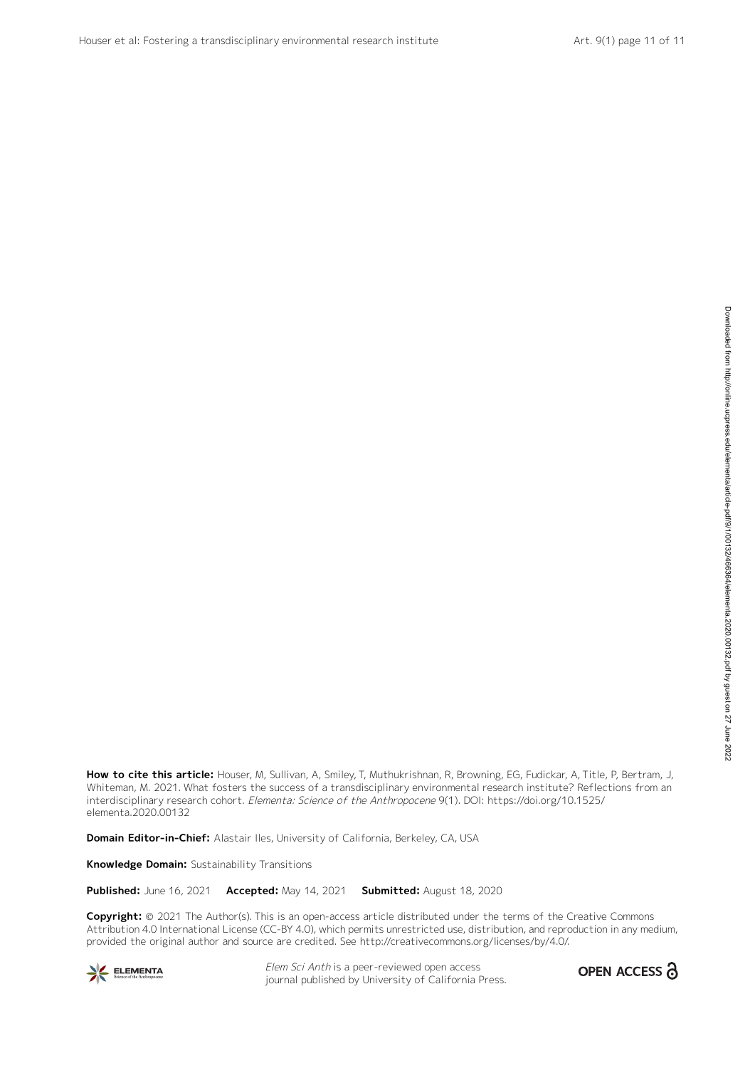**How to cite this article:** Houser, M, Sullivan, A, Smiley, T, Muthukrishnan, R, Browning, EG, Fudickar, A, Title, P, Bertram, J, Whiteman, M. 2021. What fosters the success of a transdisciplinary environmental research institute? Reflections from an interdisciplinary research cohort. *Elementa: Science of the Anthropocene* 9(1). DOI: https://doi.org/10.1525/elementa.2020.00132

**Domain Editor-in-Chief:** Alastair Iles, University of California, Berkeley, CA, USA

**Knowledge Domain:** Sustainability Transitions

**Published:** June 16, 2021 **Accepted:** May 14, 2021 **Submitted:** August 18, 2020

**Copyright:** © 2021 The Author(s). This is an open-access article distributed under the terms of the Creative Commons Attribution 4.0 International License (CC-BY 4.0), which permits unrestricted use, distribution, and reproduction in any medium, provided the original author and source are credited. See http://creativecommons.org/licenses/by/4.0/.

*Elem Sci Anth* is a peer-reviewed open access journal published by University of California Press.

OPEN ACCESS